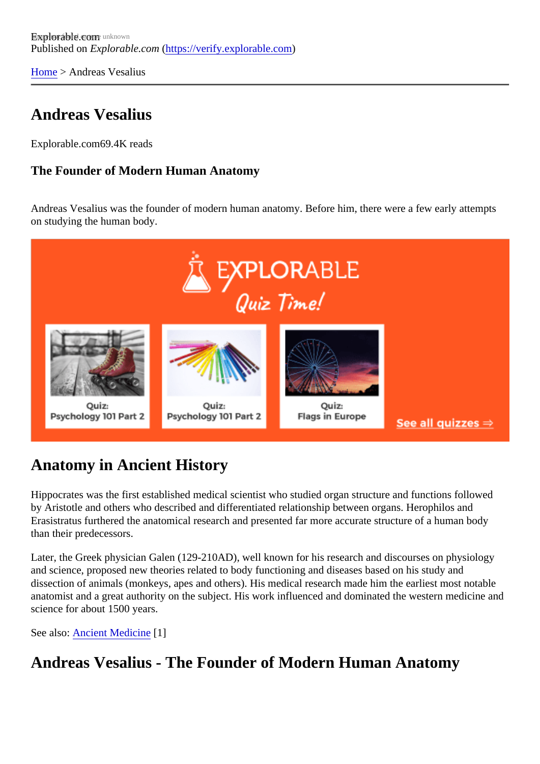Explorable.com
Published on *Explorable.com* (https://verify.explorable.com)

Home > Andreas Vesalius

# Andreas Vesalius

Explorable.com69.4K reads

### The Founder of Modern Human Anatomy

Andreas Vesalius was the founder of modern human anatomy. Before him, there were a few early attempts on studying the human body.

## Anatomy in Ancient History

Hippocrates was the first established medical scientist who studied organ structure and functions followed by Aristotle and others who described and differentiated relationship between organs. Herophilos and Erasistratus furthered the anatomical research and presented far more accurate structure of a human body than their predecessors.

Later, the Greek physician Galen (129-210AD), well known for his research and discourses on physiology and science, proposed new theories related to body functioning and diseases based on his study and dissection of animals (monkeys, apes and others). His medical research made him the earliest most notable anatomist and a great authority on the subject. His work influenced and dominated the western medicine and science for about 1500 years.

See also: Ancient Medicine [1]

## Andreas Vesalius - The Founder of Modern Human Anatomy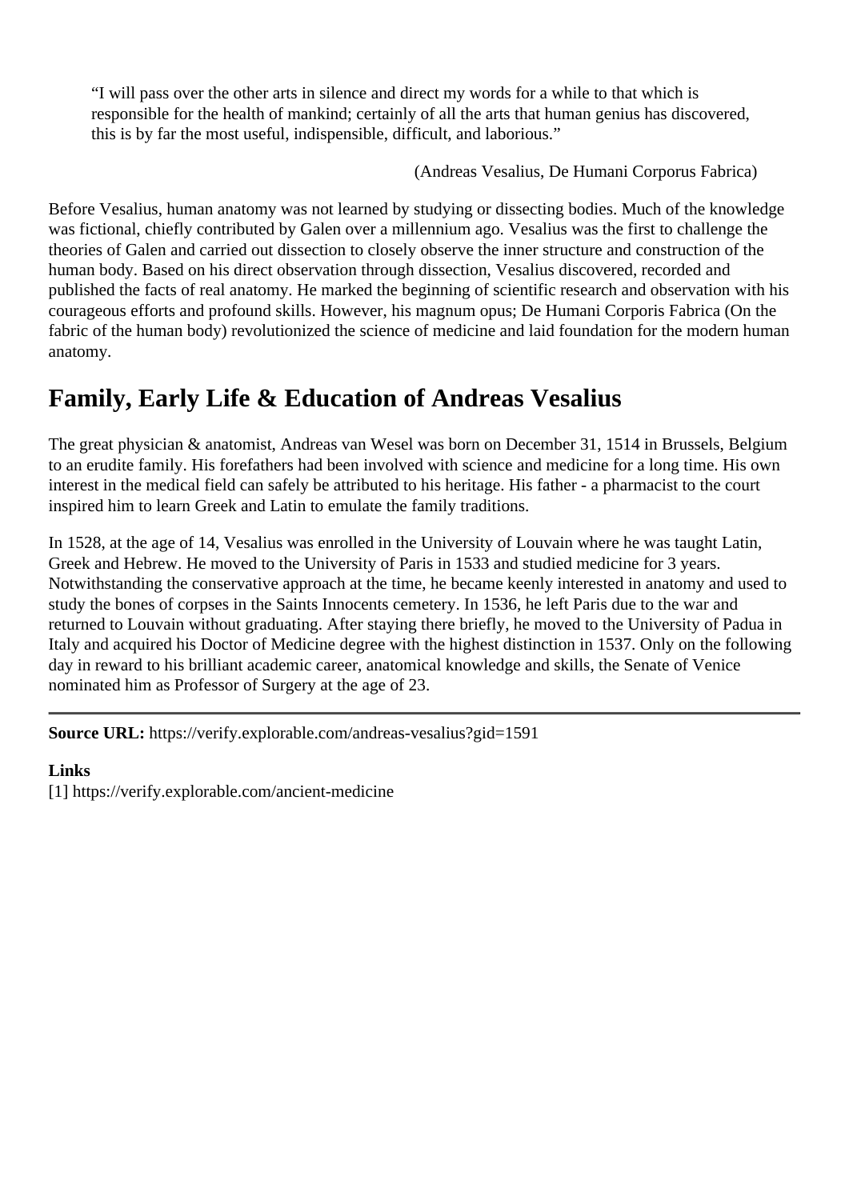> "I will pass over the other arts in silence and direct my words for a while to that which is responsible for the health of mankind; certainly of all the arts that human genius has discovered, this is by far the most useful, indispensible, difficult, and laborious."
>
> (Andreas Vesalius, De Humani Corporus Fabrica)

Before Vesalius, human anatomy was not learned by studying or dissecting bodies. Much of the knowledge was fictional, chiefly contributed by Galen over a millennium ago. Vesalius was the first to challenge the theories of Galen and carried out dissection to closely observe the inner structure and construction of the human body. Based on his direct observation through dissection, Vesalius discovered, recorded and published the facts of real anatomy. He marked the beginning of scientific research and observation with his courageous efforts and profound skills. However, his magnum opus; De Humani Corporis Fabrica (On the fabric of the human body) revolutionized the science of medicine and laid foundation for the modern human anatomy.

## Family, Early Life & Education of Andreas Vesalius

The great physician & anatomist, Andreas van Wesel was born on December 31, 1514 in Brussels, Belgium to an erudite family. His forefathers had been involved with science and medicine for a long time. His own interest in the medical field can safely be attributed to his heritage. His father - a pharmacist to the court inspired him to learn Greek and Latin to emulate the family traditions.

In 1528, at the age of 14, Vesalius was enrolled in the University of Louvain where he was taught Latin, Greek and Hebrew. He moved to the University of Paris in 1533 and studied medicine for 3 years. Notwithstanding the conservative approach at the time, he became keenly interested in anatomy and used to study the bones of corpses in the Saints Innocents cemetery. In 1536, he left Paris due to the war and returned to Louvain without graduating. After staying there briefly, he moved to the University of Padua in Italy and acquired his Doctor of Medicine degree with the highest distinction in 1537. Only on the following day in reward to his brilliant academic career, anatomical knowledge and skills, the Senate of Venice nominated him as Professor of Surgery at the age of 23.

---

**Source URL:** https://verify.explorable.com/andreas-vesalius?gid=1591

**Links**
[1] https://verify.explorable.com/ancient-medicine